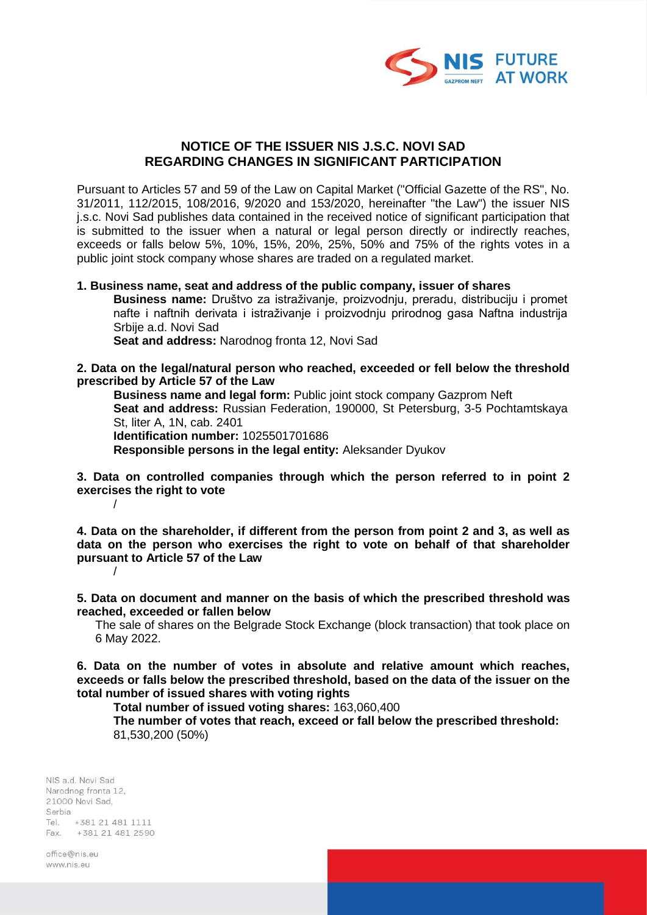# NOTICE OF THE ISSUER NIS J.S.C. NOVI SAD REGARDING CHANGES IN SIGNIFICANT PARTICIPATION

Pursuant to Articles 57 and 59 of the Law on Capital Market ("Official Gazette of the RS", No. 31/2011, 112/2015, 108/2016, 9/2020 and 153/2020, hereinafter "the Law") the issuer NIS j.s.c. Novi Sad publishes data contained in the received notice of significant participation that is submitted to the issuer when a natural or legal person directly or indirectly reaches, exceeds or falls below 5%, 10%, 15%, 20%, 25%, 50% and 75% of the rights votes in a public joint stock company whose shares are traded on a regulated market.

**1. Business name, seat and address of the public company, issuer of shares**

**Business name:** Društvo za istraživanje, proizvodnju, preradu, distribuciju i promet nafte i naftnih derivata i istraživanje i proizvodnju prirodnog gasa Naftna industrija Srbije a.d. Novi Sad

**Seat and address:** Narodnog fronta 12, Novi Sad

**2. Data on the legal/natural person who reached, exceeded or fell below the threshold prescribed by Article 57 of the Law**

**Business name and legal form:** Public joint stock company Gazprom Neft

**Seat and address:** Russian Federation, 190000, St Petersburg, 3-5 Pochtamtskaya St, liter A, 1N, cab. 2401

**Identification number:** 1025501701686

**Responsible persons in the legal entity:** Aleksander Dyukov

**3. Data on controlled companies through which the person referred to in point 2 exercises the right to vote**

/

**4. Data on the shareholder, if different from the person from point 2 and 3, as well as data on the person who exercises the right to vote on behalf of that shareholder pursuant to Article 57 of the Law**

/

**5. Data on document and manner on the basis of which the prescribed threshold was reached, exceeded or fallen below**

The sale of shares on the Belgrade Stock Exchange (block transaction) that took place on 6 May 2022.

**6. Data on the number of votes in absolute and relative amount which reaches, exceeds or falls below the prescribed threshold, based on the data of the issuer on the total number of issued shares with voting rights**

**Total number of issued voting shares:** 163,060,400

**The number of votes that reach, exceed or fall below the prescribed threshold:** 81,530,200 (50%)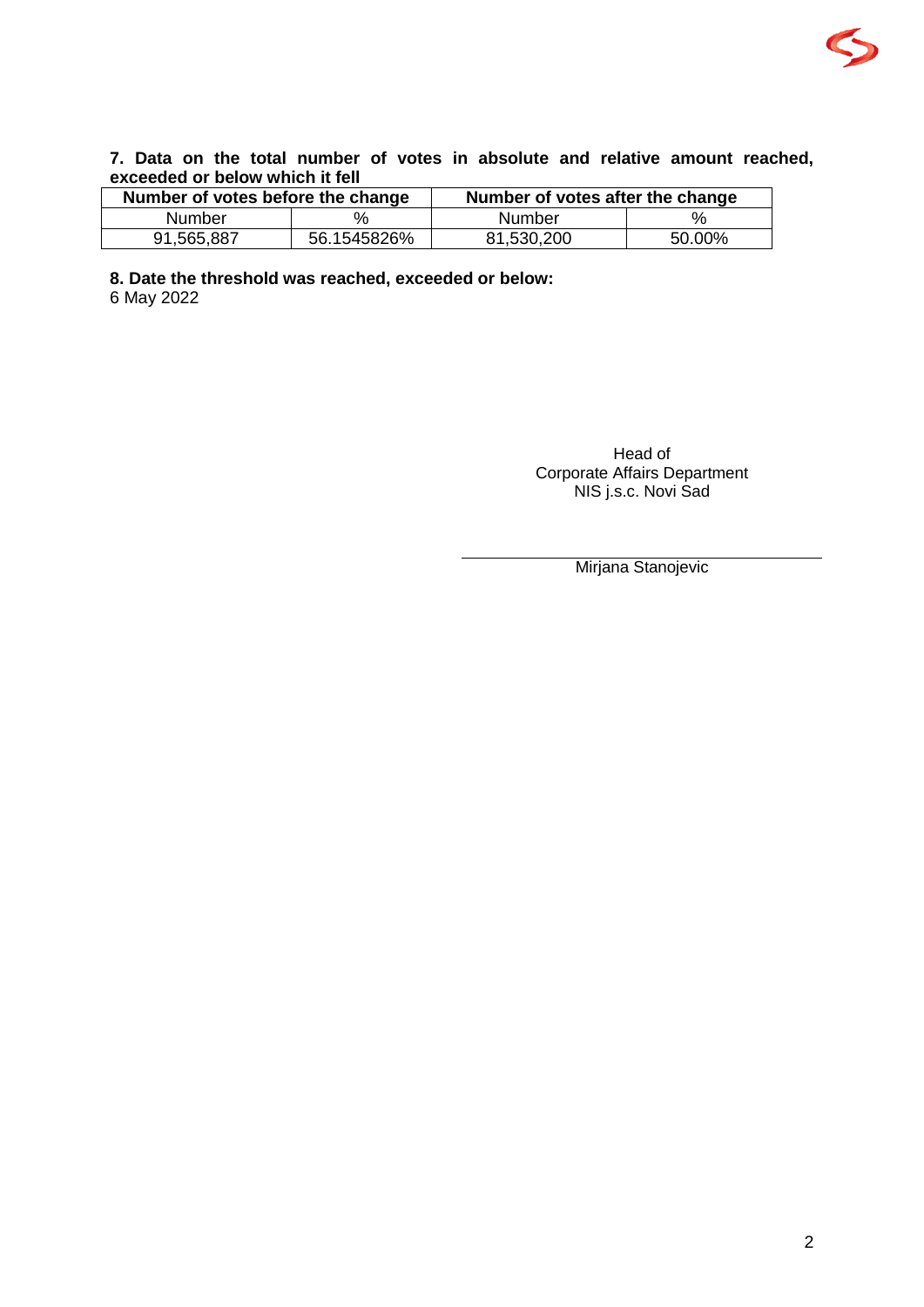**7. Data on the total number of votes in absolute and relative amount reached, exceeded or below which it fell**

| Number of votes before the change | | Number of votes after the change | |
|---|---|---|---|
| Number | % | Number | % |
| 91,565,887 | 56.1545826% | 81,530,200 | 50.00% |

**8. Date the threshold was reached, exceeded or below:**
6 May 2022

Head of
Corporate Affairs Department
NIS j.s.c. Novi Sad

Mirjana Stanojevic